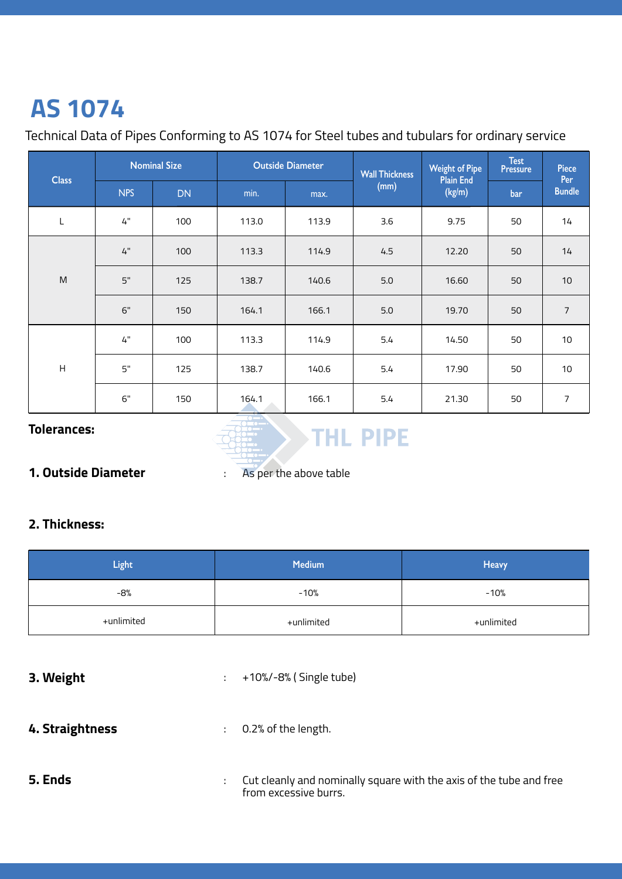# AS 1074

Technical Data of Pipes Conforming to AS 1074 for Steel tubes and tubulars for ordinary service

| Class | Nominal Size | | Outside Diameter | | Wall Thickness (mm) | Weight of Pipe Plain End (kg/m) | Test Pressure | Piece Per Bundle |
|---|---|---|---|---|---|---|---|---|
| | NPS | DN | min. | max. | | | bar | |
| L | 4" | 100 | 113.0 | 113.9 | 3.6 | 9.75 | 50 | 14 |
| M | 4" | 100 | 113.3 | 114.9 | 4.5 | 12.20 | 50 | 14 |
| | 5" | 125 | 138.7 | 140.6 | 5.0 | 16.60 | 50 | 10 |
| | 6" | 150 | 164.1 | 166.1 | 5.0 | 19.70 | 50 | 7 |
| H | 4" | 100 | 113.3 | 114.9 | 5.4 | 14.50 | 50 | 10 |
| | 5" | 125 | 138.7 | 140.6 | 5.4 | 17.90 | 50 | 10 |
| | 6" | 150 | 164.1 | 166.1 | 5.4 | 21.30 | 50 | 7 |

**Tolerances:**

**1. Outside Diameter** : As per the above table

**2. Thickness:**

| Light | Medium | Heavy |
|---|---|---|
| -8% | -10% | -10% |
| +unlimited | +unlimited | +unlimited |

**3. Weight** : +10%/-8% ( Single tube)

**4. Straightness** : 0.2% of the length.

**5. Ends** : Cut cleanly and nominally square with the axis of the tube and free from excessive burrs.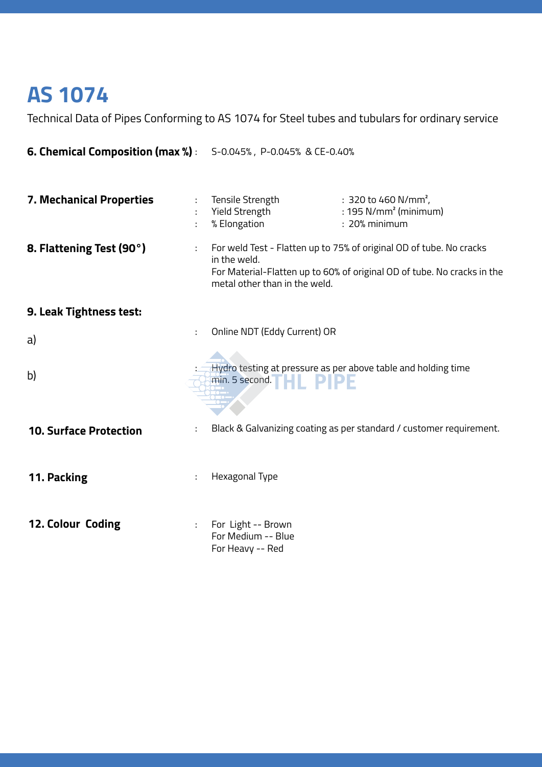# AS 1074

Technical Data of Pipes Conforming to AS 1074 for Steel tubes and tubulars for ordinary service

**6. Chemical Composition (max %)** : S-0.045% , P-0.045% & CE-0.40%

**7. Mechanical Properties** :

| | |
|---|---|
| Tensile Strength | : 320 to 460 N/mm², |
| Yield Strength | : 195 N/mm² (minimum) |
| % Elongation | : 20% minimum |

**8. Flattening Test (90°)** : For weld Test - Flatten up to 75% of original OD of tube. No cracks in the weld.
For Material-Flatten up to 60% of original OD of tube. No cracks in the metal other than in the weld.

**9. Leak Tightness test:**

a) : Online NDT (Eddy Current) OR

b) : Hydro testing at pressure as per above table and holding time min. 5 second.

**10. Surface Protection** : Black & Galvanizing coating as per standard / customer requirement.

**11. Packing** : Hexagonal Type

**12. Colour Coding** :
For Light -- Brown
For Medium -- Blue
For Heavy -- Red